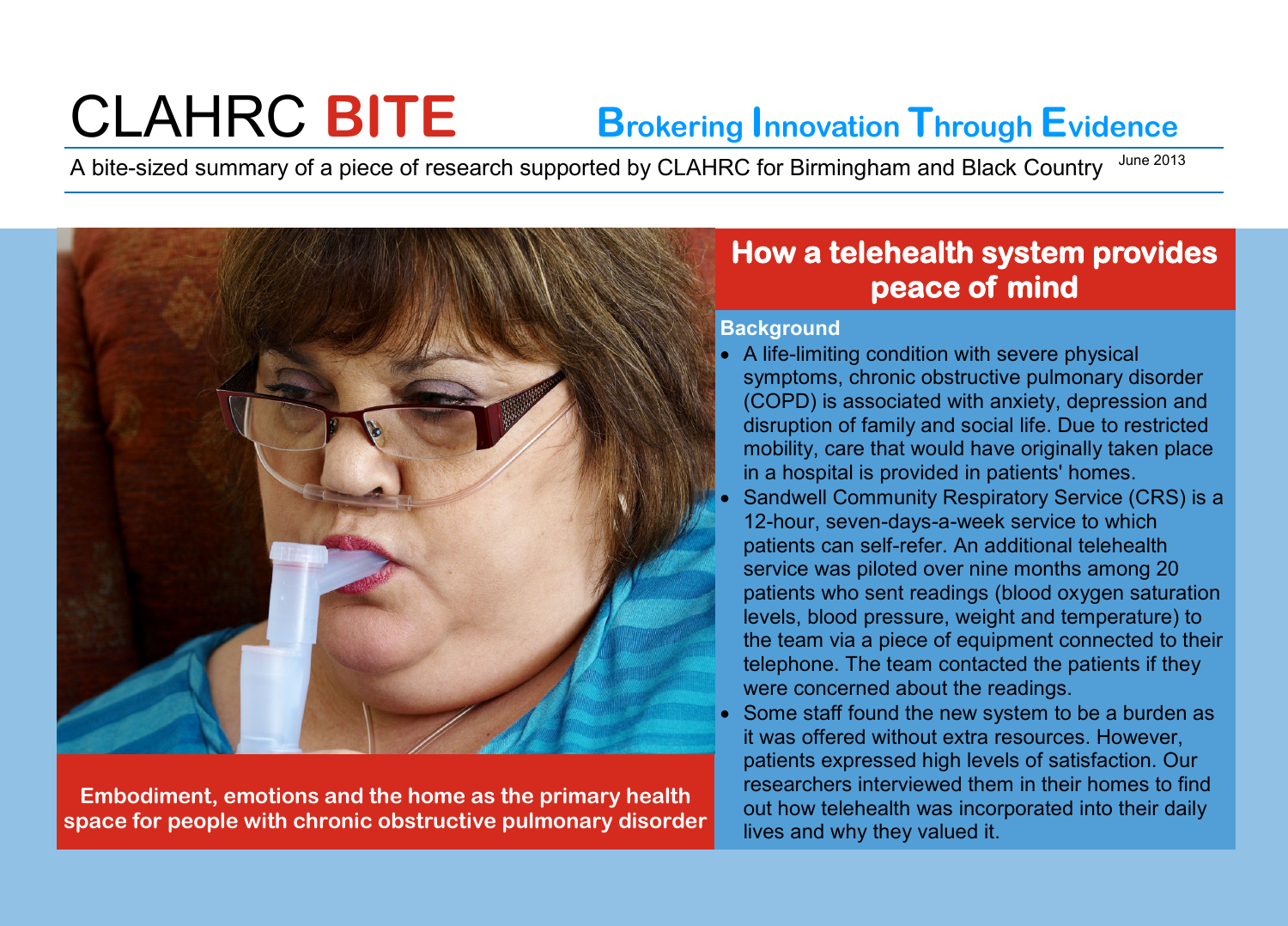# CLAHRC **BITE**

**B**rokering **I**nnovation **T**hrough **E**vidence

A bite-sized summary of a piece of research supported by CLAHRC for Birmingham and Black Country

June 2013

**Embodiment, emotions and the home as the primary health space for people with chronic obstructive pulmonary disorder**

## How a telehealth system provides peace of mind

### Background

- A life-limiting condition with severe physical symptoms, chronic obstructive pulmonary disorder (COPD) is associated with anxiety, depression and disruption of family and social life. Due to restricted mobility, care that would have originally taken place in a hospital is provided in patients' homes.
- Sandwell Community Respiratory Service (CRS) is a 12-hour, seven-days-a-week service to which patients can self-refer. An additional telehealth service was piloted over nine months among 20 patients who sent readings (blood oxygen saturation levels, blood pressure, weight and temperature) to the team via a piece of equipment connected to their telephone. The team contacted the patients if they were concerned about the readings.
- Some staff found the new system to be a burden as it was offered without extra resources. However, patients expressed high levels of satisfaction. Our researchers interviewed them in their homes to find out how telehealth was incorporated into their daily lives and why they valued it.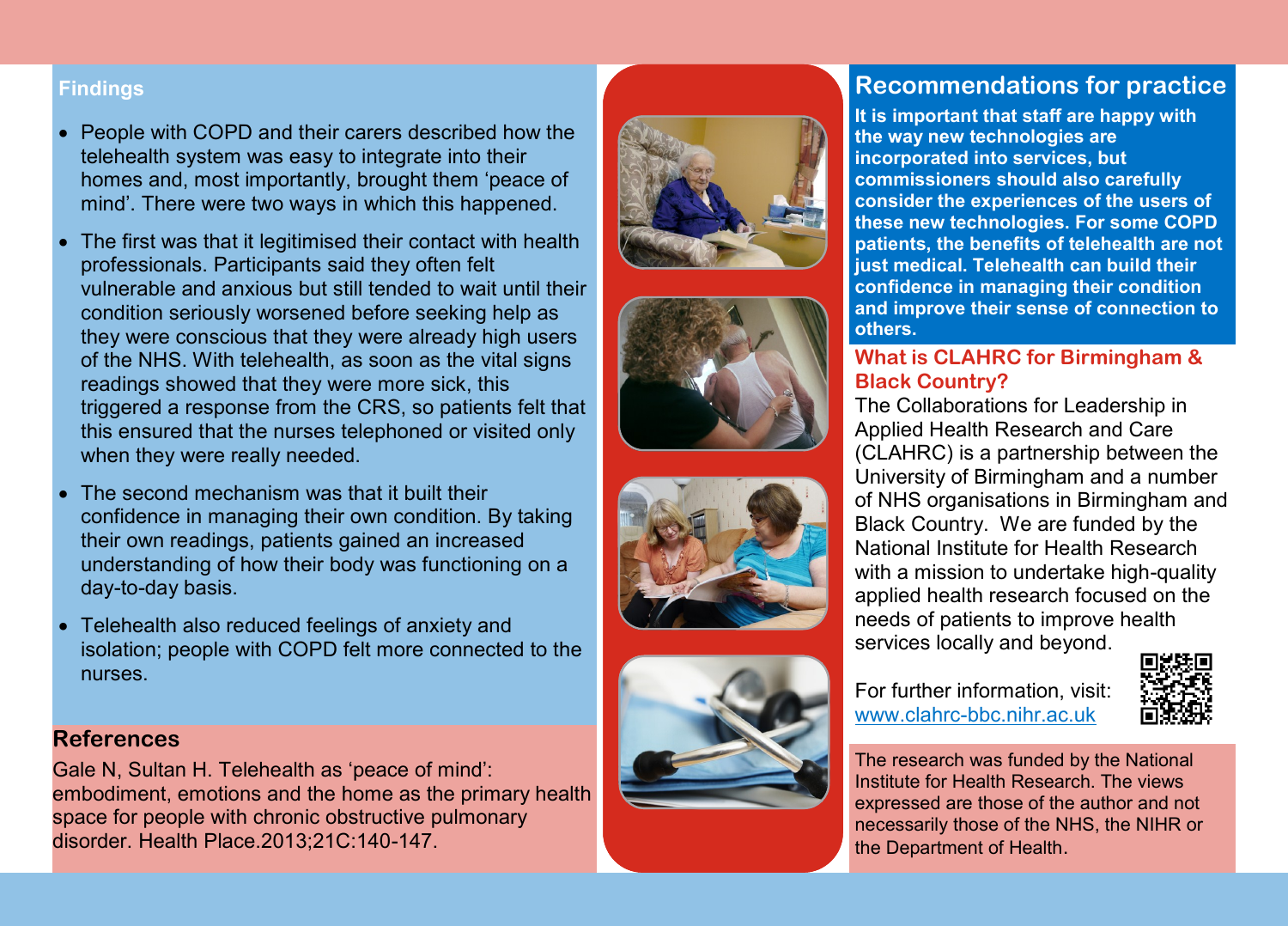## Findings

- People with COPD and their carers described how the telehealth system was easy to integrate into their homes and, most importantly, brought them 'peace of mind'. There were two ways in which this happened.
- The first was that it legitimised their contact with health professionals. Participants said they often felt vulnerable and anxious but still tended to wait until their condition seriously worsened before seeking help as they were conscious that they were already high users of the NHS. With telehealth, as soon as the vital signs readings showed that they were more sick, this triggered a response from the CRS, so patients felt that this ensured that the nurses telephoned or visited only when they were really needed.
- The second mechanism was that it built their confidence in managing their own condition. By taking their own readings, patients gained an increased understanding of how their body was functioning on a day-to-day basis.
- Telehealth also reduced feelings of anxiety and isolation; people with COPD felt more connected to the nurses.

## References

Gale N, Sultan H. Telehealth as 'peace of mind': embodiment, emotions and the home as the primary health space for people with chronic obstructive pulmonary disorder. Health Place.2013;21C:140-147.

## Recommendations for practice

**It is important that staff are happy with the way new technologies are incorporated into services, but commissioners should also carefully consider the experiences of the users of these new technologies. For some COPD patients, the benefits of telehealth are not just medical. Telehealth can build their confidence in managing their condition and improve their sense of connection to others.**

## What is CLAHRC for Birmingham & Black Country?

The Collaborations for Leadership in Applied Health Research and Care (CLAHRC) is a partnership between the University of Birmingham and a number of NHS organisations in Birmingham and Black Country. We are funded by the National Institute for Health Research with a mission to undertake high-quality applied health research focused on the needs of patients to improve health services locally and beyond.

For further information, visit: www.clahrc-bbc.nihr.ac.uk

The research was funded by the National Institute for Health Research. The views expressed are those of the author and not necessarily those of the NHS, the NIHR or the Department of Health.